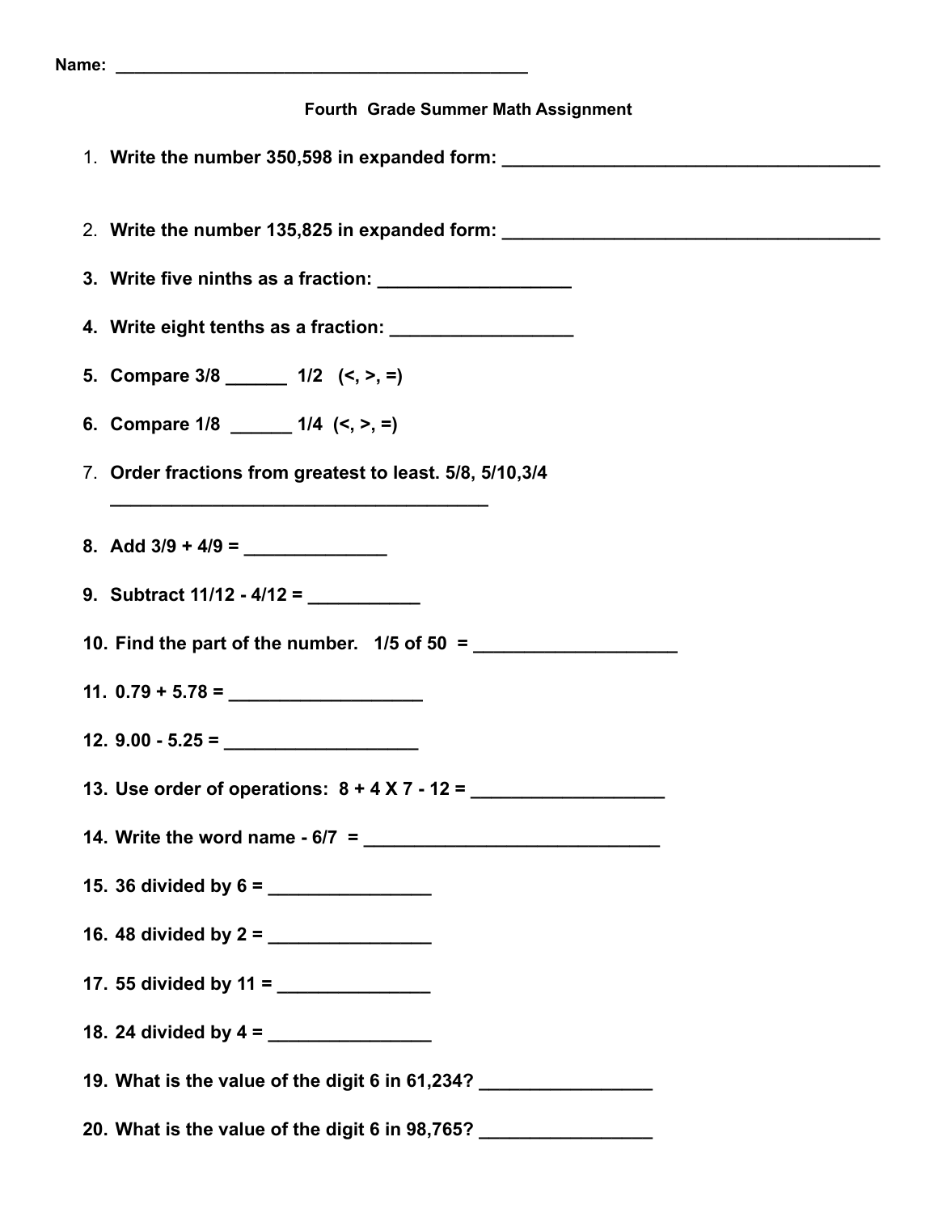Name: ___________________________________________

**Fourth Grade Summer Math Assignment**

1. **Write the number 350,598 in expanded form:** _______________________________________

2. **Write the number 135,825 in expanded form:** _______________________________________

3. **Write five ninths as a fraction:** ____________________

4. **Write eight tenths as a fraction:** __________________

5. **Compare 3/8 ______ 1/2 (<, >, =)**

6. **Compare 1/8 ______ 1/4 (<, >, =)**

7. **Order fractions from greatest to least. 5/8, 5/10,3/4**
   _______________________________________

8. **Add 3/9 + 4/9 =** ______________

9. **Subtract 11/12 - 4/12 =** ___________

10. **Find the part of the number. 1/5 of 50 =** ____________________

11. **0.79 + 5.78 =** ___________________

12. **9.00 - 5.25 =** ___________________

13. **Use order of operations: 8 + 4 X 7 - 12 =** ___________________

14. **Write the word name - 6/7 =** _____________________________

15. **36 divided by 6 =** ________________

16. **48 divided by 2 =** ________________

17. **55 divided by 11 =** _______________

18. **24 divided by 4 =** ________________

19. **What is the value of the digit 6 in 61,234?** _________________

20. **What is the value of the digit 6 in 98,765?** _________________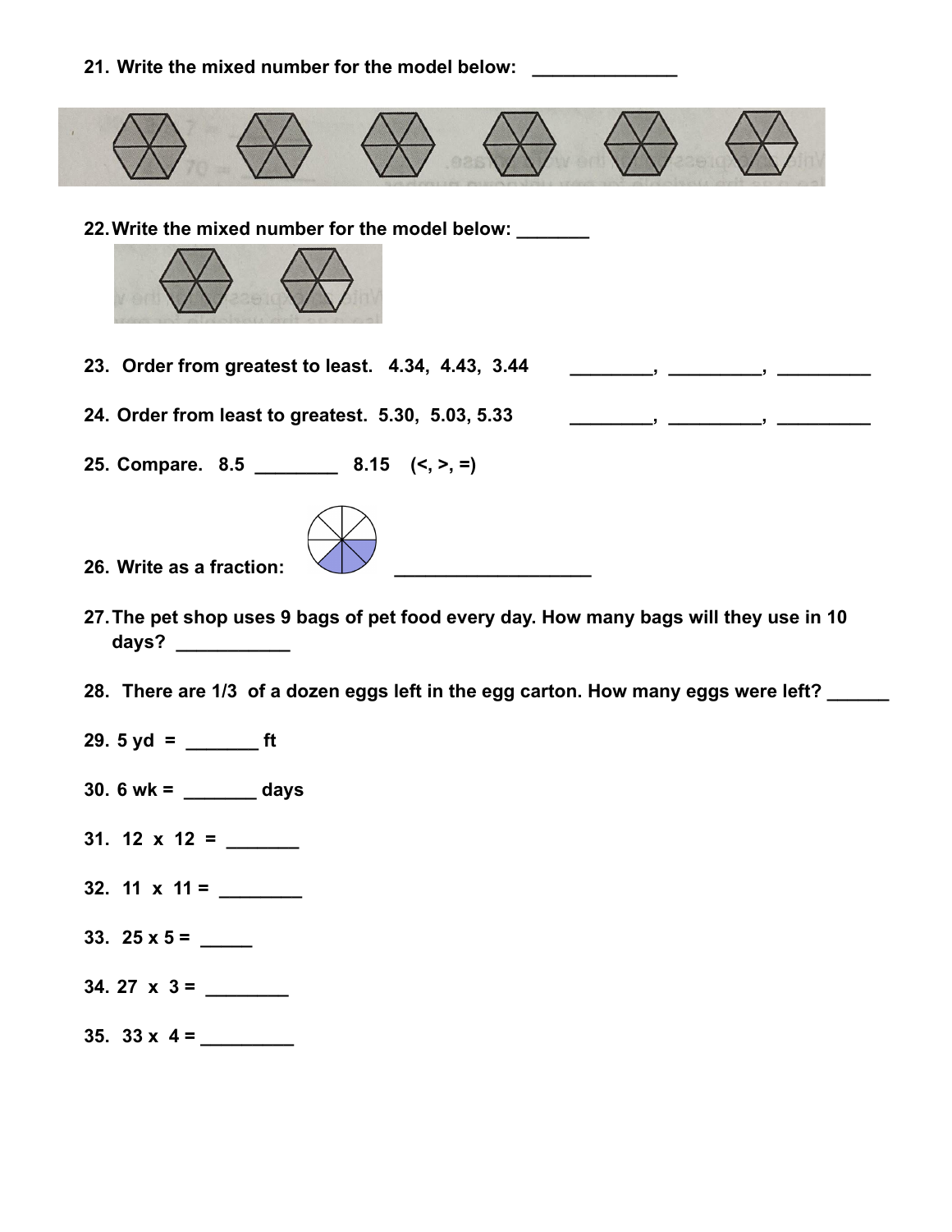21. Write the mixed number for the model below: ______________

22. Write the mixed number for the model below: _______

23. Order from greatest to least. 4.34, 4.43, 3.44 ________, _________, _________

24. Order from least to greatest. 5.30, 5.03, 5.33 ________, _________, _________

25. Compare. 8.5 ________ 8.15 (<, >, =)

26. Write as a fraction: ___________________

27. The pet shop uses 9 bags of pet food every day. How many bags will they use in 10 days? ___________

28. There are 1/3 of a dozen eggs left in the egg carton. How many eggs were left? ______

29. 5 yd = _______ ft

30. 6 wk = _______ days

31. 12 x 12 = _______

32. 11 x 11 = ________

33. 25 x 5 = _____

34. 27 x 3 = ________

35. 33 x 4 = _________